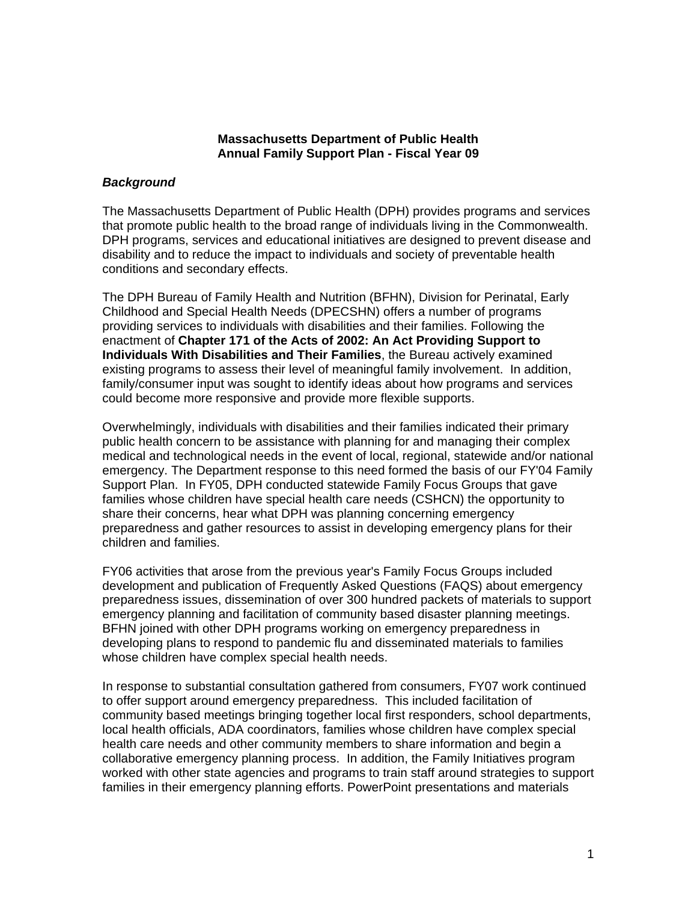**Massachusetts Department of Public Health**
**Annual Family Support Plan - Fiscal Year 09**

***Background***

The Massachusetts Department of Public Health (DPH) provides programs and services that promote public health to the broad range of individuals living in the Commonwealth. DPH programs, services and educational initiatives are designed to prevent disease and disability and to reduce the impact to individuals and society of preventable health conditions and secondary effects.

The DPH Bureau of Family Health and Nutrition (BFHN), Division for Perinatal, Early Childhood and Special Health Needs (DPECSHN) offers a number of programs providing services to individuals with disabilities and their families. Following the enactment of **Chapter 171 of the Acts of 2002: An Act Providing Support to Individuals With Disabilities and Their Families**, the Bureau actively examined existing programs to assess their level of meaningful family involvement. In addition, family/consumer input was sought to identify ideas about how programs and services could become more responsive and provide more flexible supports.

Overwhelmingly, individuals with disabilities and their families indicated their primary public health concern to be assistance with planning for and managing their complex medical and technological needs in the event of local, regional, statewide and/or national emergency. The Department response to this need formed the basis of our FY'04 Family Support Plan. In FY05, DPH conducted statewide Family Focus Groups that gave families whose children have special health care needs (CSHCN) the opportunity to share their concerns, hear what DPH was planning concerning emergency preparedness and gather resources to assist in developing emergency plans for their children and families.

FY06 activities that arose from the previous year's Family Focus Groups included development and publication of Frequently Asked Questions (FAQS) about emergency preparedness issues, dissemination of over 300 hundred packets of materials to support emergency planning and facilitation of community based disaster planning meetings. BFHN joined with other DPH programs working on emergency preparedness in developing plans to respond to pandemic flu and disseminated materials to families whose children have complex special health needs.

In response to substantial consultation gathered from consumers, FY07 work continued to offer support around emergency preparedness. This included facilitation of community based meetings bringing together local first responders, school departments, local health officials, ADA coordinators, families whose children have complex special health care needs and other community members to share information and begin a collaborative emergency planning process. In addition, the Family Initiatives program worked with other state agencies and programs to train staff around strategies to support families in their emergency planning efforts. PowerPoint presentations and materials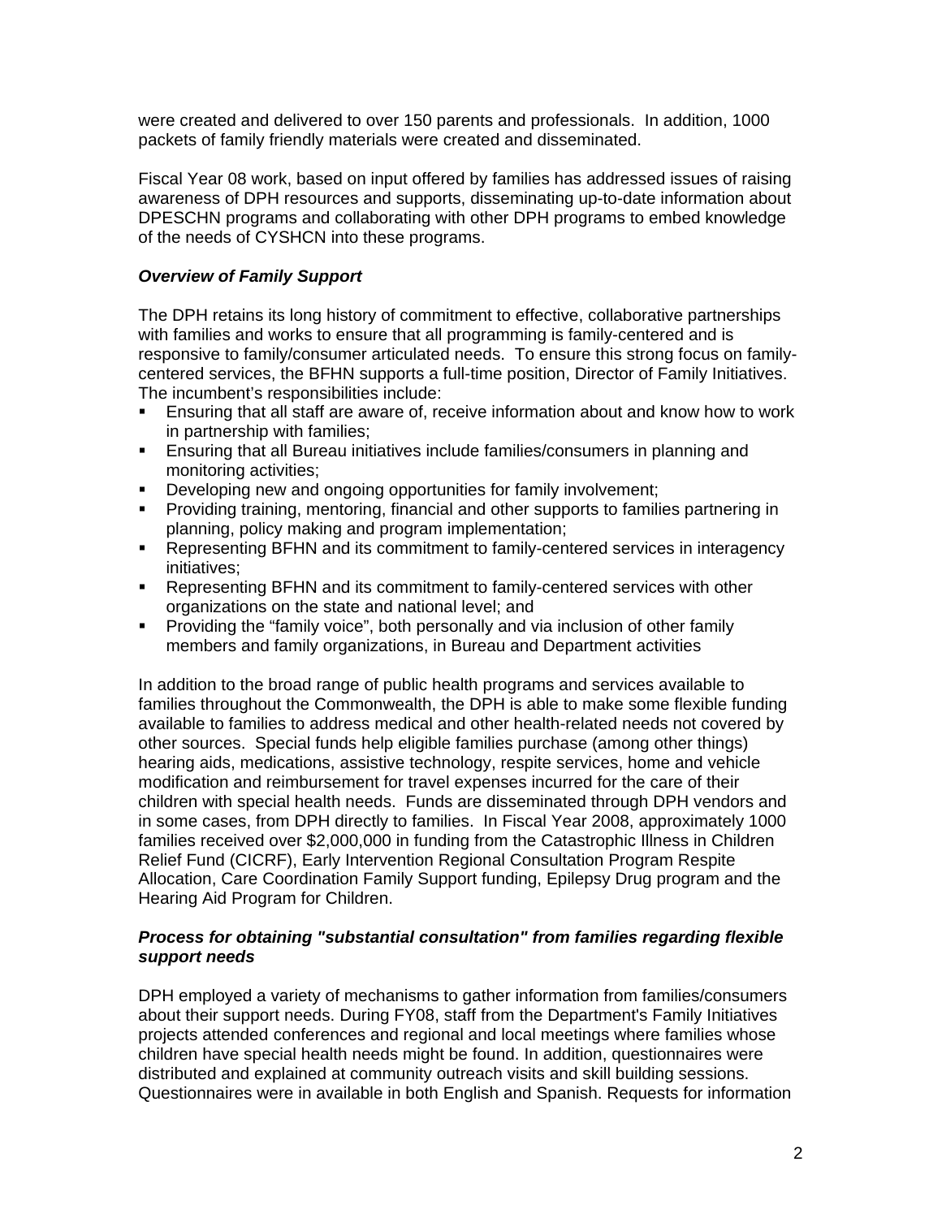were created and delivered to over 150 parents and professionals. In addition, 1000 packets of family friendly materials were created and disseminated.

Fiscal Year 08 work, based on input offered by families has addressed issues of raising awareness of DPH resources and supports, disseminating up-to-date information about DPESCHN programs and collaborating with other DPH programs to embed knowledge of the needs of CYSHCN into these programs.

***Overview of Family Support***

The DPH retains its long history of commitment to effective, collaborative partnerships with families and works to ensure that all programming is family-centered and is responsive to family/consumer articulated needs. To ensure this strong focus on family-centered services, the BFHN supports a full-time position, Director of Family Initiatives. The incumbent's responsibilities include:

- Ensuring that all staff are aware of, receive information about and know how to work in partnership with families;
- Ensuring that all Bureau initiatives include families/consumers in planning and monitoring activities;
- Developing new and ongoing opportunities for family involvement;
- Providing training, mentoring, financial and other supports to families partnering in planning, policy making and program implementation;
- Representing BFHN and its commitment to family-centered services in interagency initiatives;
- Representing BFHN and its commitment to family-centered services with other organizations on the state and national level; and
- Providing the "family voice", both personally and via inclusion of other family members and family organizations, in Bureau and Department activities

In addition to the broad range of public health programs and services available to families throughout the Commonwealth, the DPH is able to make some flexible funding available to families to address medical and other health-related needs not covered by other sources. Special funds help eligible families purchase (among other things) hearing aids, medications, assistive technology, respite services, home and vehicle modification and reimbursement for travel expenses incurred for the care of their children with special health needs. Funds are disseminated through DPH vendors and in some cases, from DPH directly to families. In Fiscal Year 2008, approximately 1000 families received over $2,000,000 in funding from the Catastrophic Illness in Children Relief Fund (CICRF), Early Intervention Regional Consultation Program Respite Allocation, Care Coordination Family Support funding, Epilepsy Drug program and the Hearing Aid Program for Children.

***Process for obtaining "substantial consultation" from families regarding flexible support needs***

DPH employed a variety of mechanisms to gather information from families/consumers about their support needs. During FY08, staff from the Department's Family Initiatives projects attended conferences and regional and local meetings where families whose children have special health needs might be found. In addition, questionnaires were distributed and explained at community outreach visits and skill building sessions. Questionnaires were in available in both English and Spanish. Requests for information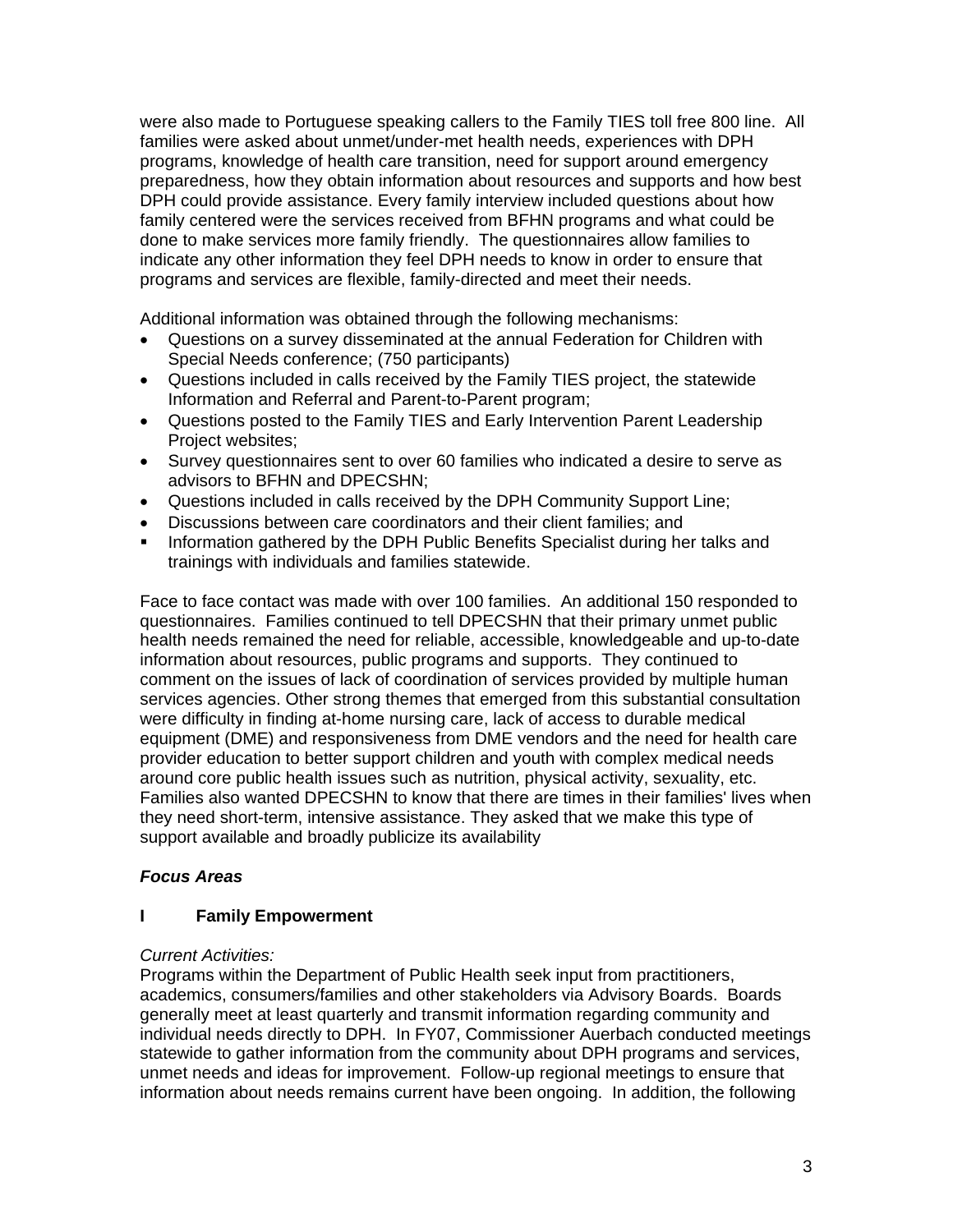were also made to Portuguese speaking callers to the Family TIES toll free 800 line. All families were asked about unmet/under-met health needs, experiences with DPH programs, knowledge of health care transition, need for support around emergency preparedness, how they obtain information about resources and supports and how best DPH could provide assistance. Every family interview included questions about how family centered were the services received from BFHN programs and what could be done to make services more family friendly. The questionnaires allow families to indicate any other information they feel DPH needs to know in order to ensure that programs and services are flexible, family-directed and meet their needs.

Additional information was obtained through the following mechanisms:

- Questions on a survey disseminated at the annual Federation for Children with Special Needs conference; (750 participants)
- Questions included in calls received by the Family TIES project, the statewide Information and Referral and Parent-to-Parent program;
- Questions posted to the Family TIES and Early Intervention Parent Leadership Project websites;
- Survey questionnaires sent to over 60 families who indicated a desire to serve as advisors to BFHN and DPECSHN;
- Questions included in calls received by the DPH Community Support Line;
- Discussions between care coordinators and their client families; and
- Information gathered by the DPH Public Benefits Specialist during her talks and trainings with individuals and families statewide.

Face to face contact was made with over 100 families. An additional 150 responded to questionnaires. Families continued to tell DPECSHN that their primary unmet public health needs remained the need for reliable, accessible, knowledgeable and up-to-date information about resources, public programs and supports. They continued to comment on the issues of lack of coordination of services provided by multiple human services agencies. Other strong themes that emerged from this substantial consultation were difficulty in finding at-home nursing care, lack of access to durable medical equipment (DME) and responsiveness from DME vendors and the need for health care provider education to better support children and youth with complex medical needs around core public health issues such as nutrition, physical activity, sexuality, etc. Families also wanted DPECSHN to know that there are times in their families' lives when they need short-term, intensive assistance. They asked that we make this type of support available and broadly publicize its availability

***Focus Areas***

## I Family Empowerment

*Current Activities:*

Programs within the Department of Public Health seek input from practitioners, academics, consumers/families and other stakeholders via Advisory Boards. Boards generally meet at least quarterly and transmit information regarding community and individual needs directly to DPH. In FY07, Commissioner Auerbach conducted meetings statewide to gather information from the community about DPH programs and services, unmet needs and ideas for improvement. Follow-up regional meetings to ensure that information about needs remains current have been ongoing. In addition, the following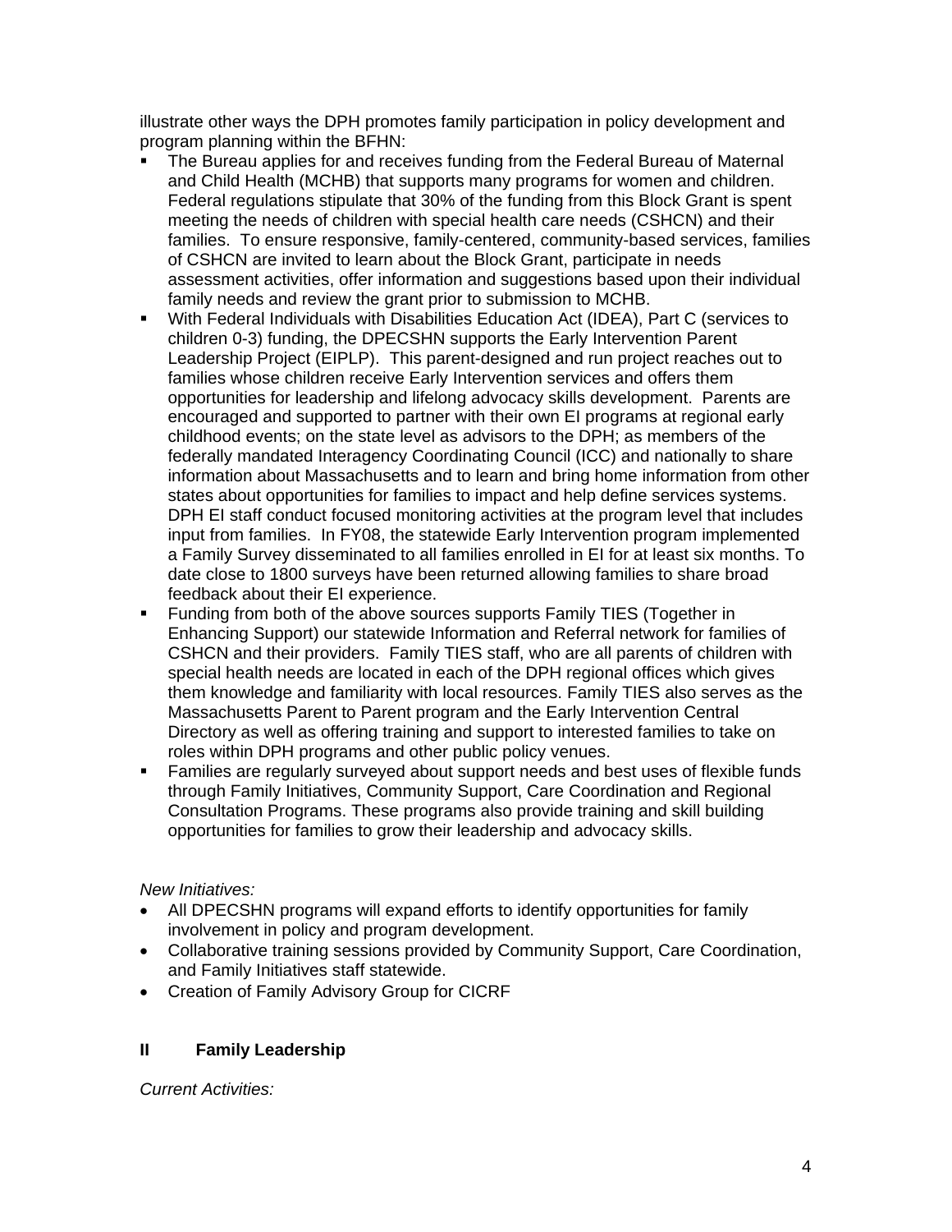illustrate other ways the DPH promotes family participation in policy development and program planning within the BFHN:

- The Bureau applies for and receives funding from the Federal Bureau of Maternal and Child Health (MCHB) that supports many programs for women and children. Federal regulations stipulate that 30% of the funding from this Block Grant is spent meeting the needs of children with special health care needs (CSHCN) and their families. To ensure responsive, family-centered, community-based services, families of CSHCN are invited to learn about the Block Grant, participate in needs assessment activities, offer information and suggestions based upon their individual family needs and review the grant prior to submission to MCHB.
- With Federal Individuals with Disabilities Education Act (IDEA), Part C (services to children 0-3) funding, the DPECSHN supports the Early Intervention Parent Leadership Project (EIPLP). This parent-designed and run project reaches out to families whose children receive Early Intervention services and offers them opportunities for leadership and lifelong advocacy skills development. Parents are encouraged and supported to partner with their own EI programs at regional early childhood events; on the state level as advisors to the DPH; as members of the federally mandated Interagency Coordinating Council (ICC) and nationally to share information about Massachusetts and to learn and bring home information from other states about opportunities for families to impact and help define services systems. DPH EI staff conduct focused monitoring activities at the program level that includes input from families. In FY08, the statewide Early Intervention program implemented a Family Survey disseminated to all families enrolled in EI for at least six months. To date close to 1800 surveys have been returned allowing families to share broad feedback about their EI experience.
- Funding from both of the above sources supports Family TIES (Together in Enhancing Support) our statewide Information and Referral network for families of CSHCN and their providers. Family TIES staff, who are all parents of children with special health needs are located in each of the DPH regional offices which gives them knowledge and familiarity with local resources. Family TIES also serves as the Massachusetts Parent to Parent program and the Early Intervention Central Directory as well as offering training and support to interested families to take on roles within DPH programs and other public policy venues.
- Families are regularly surveyed about support needs and best uses of flexible funds through Family Initiatives, Community Support, Care Coordination and Regional Consultation Programs. These programs also provide training and skill building opportunities for families to grow their leadership and advocacy skills.

*New Initiatives:*

- All DPECSHN programs will expand efforts to identify opportunities for family involvement in policy and program development.
- Collaborative training sessions provided by Community Support, Care Coordination, and Family Initiatives staff statewide.
- Creation of Family Advisory Group for CICRF

## II Family Leadership

*Current Activities:*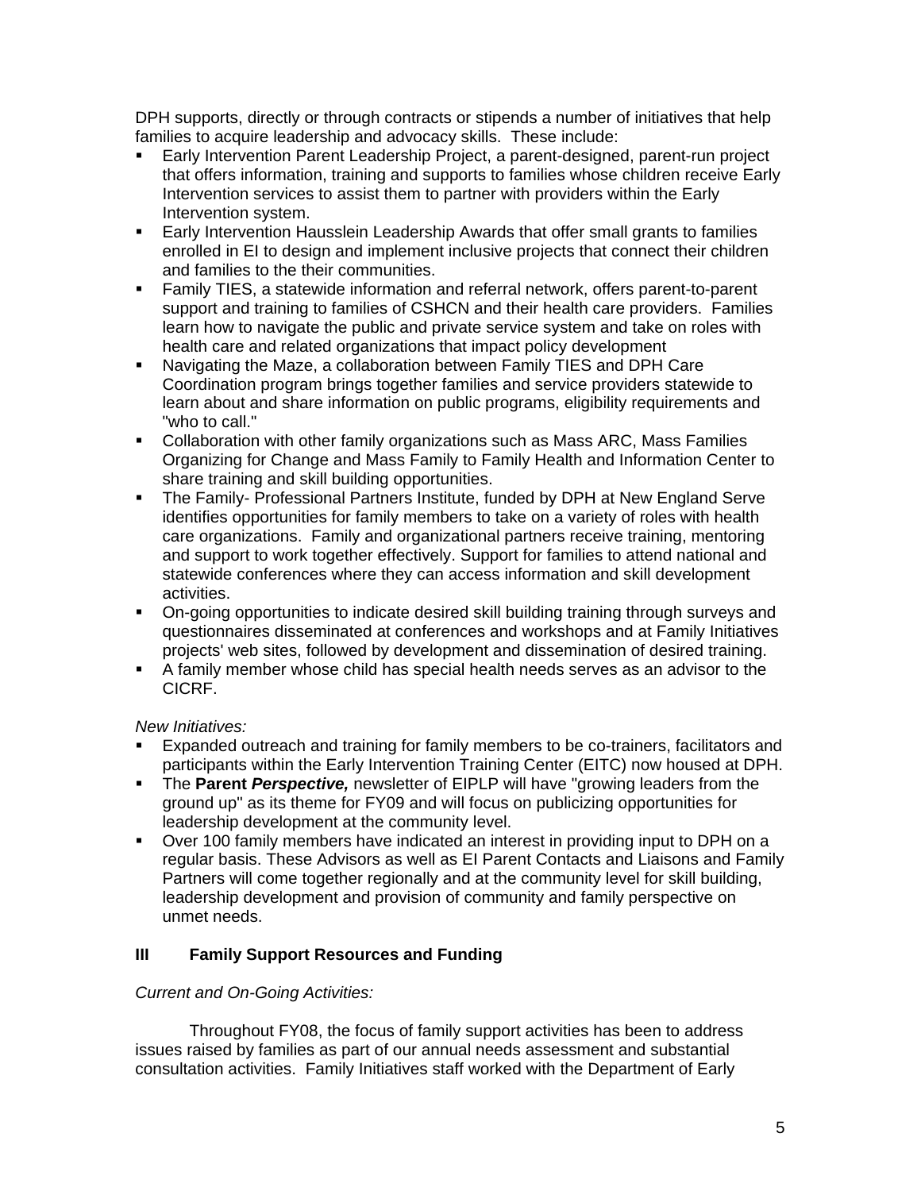DPH supports, directly or through contracts or stipends a number of initiatives that help families to acquire leadership and advocacy skills. These include:

- Early Intervention Parent Leadership Project, a parent-designed, parent-run project that offers information, training and supports to families whose children receive Early Intervention services to assist them to partner with providers within the Early Intervention system.
- Early Intervention Hausslein Leadership Awards that offer small grants to families enrolled in EI to design and implement inclusive projects that connect their children and families to the their communities.
- Family TIES, a statewide information and referral network, offers parent-to-parent support and training to families of CSHCN and their health care providers. Families learn how to navigate the public and private service system and take on roles with health care and related organizations that impact policy development
- Navigating the Maze, a collaboration between Family TIES and DPH Care Coordination program brings together families and service providers statewide to learn about and share information on public programs, eligibility requirements and "who to call."
- Collaboration with other family organizations such as Mass ARC, Mass Families Organizing for Change and Mass Family to Family Health and Information Center to share training and skill building opportunities.
- The Family- Professional Partners Institute, funded by DPH at New England Serve identifies opportunities for family members to take on a variety of roles with health care organizations. Family and organizational partners receive training, mentoring and support to work together effectively. Support for families to attend national and statewide conferences where they can access information and skill development activities.
- On-going opportunities to indicate desired skill building training through surveys and questionnaires disseminated at conferences and workshops and at Family Initiatives projects' web sites, followed by development and dissemination of desired training.
- A family member whose child has special health needs serves as an advisor to the CICRF.

*New Initiatives:*

- Expanded outreach and training for family members to be co-trainers, facilitators and participants within the Early Intervention Training Center (EITC) now housed at DPH.
- The **Parent *Perspective,*** newsletter of EIPLP will have "growing leaders from the ground up" as its theme for FY09 and will focus on publicizing opportunities for leadership development at the community level.
- Over 100 family members have indicated an interest in providing input to DPH on a regular basis. These Advisors as well as EI Parent Contacts and Liaisons and Family Partners will come together regionally and at the community level for skill building, leadership development and provision of community and family perspective on unmet needs.

## III Family Support Resources and Funding

*Current and On-Going Activities:*

Throughout FY08, the focus of family support activities has been to address issues raised by families as part of our annual needs assessment and substantial consultation activities. Family Initiatives staff worked with the Department of Early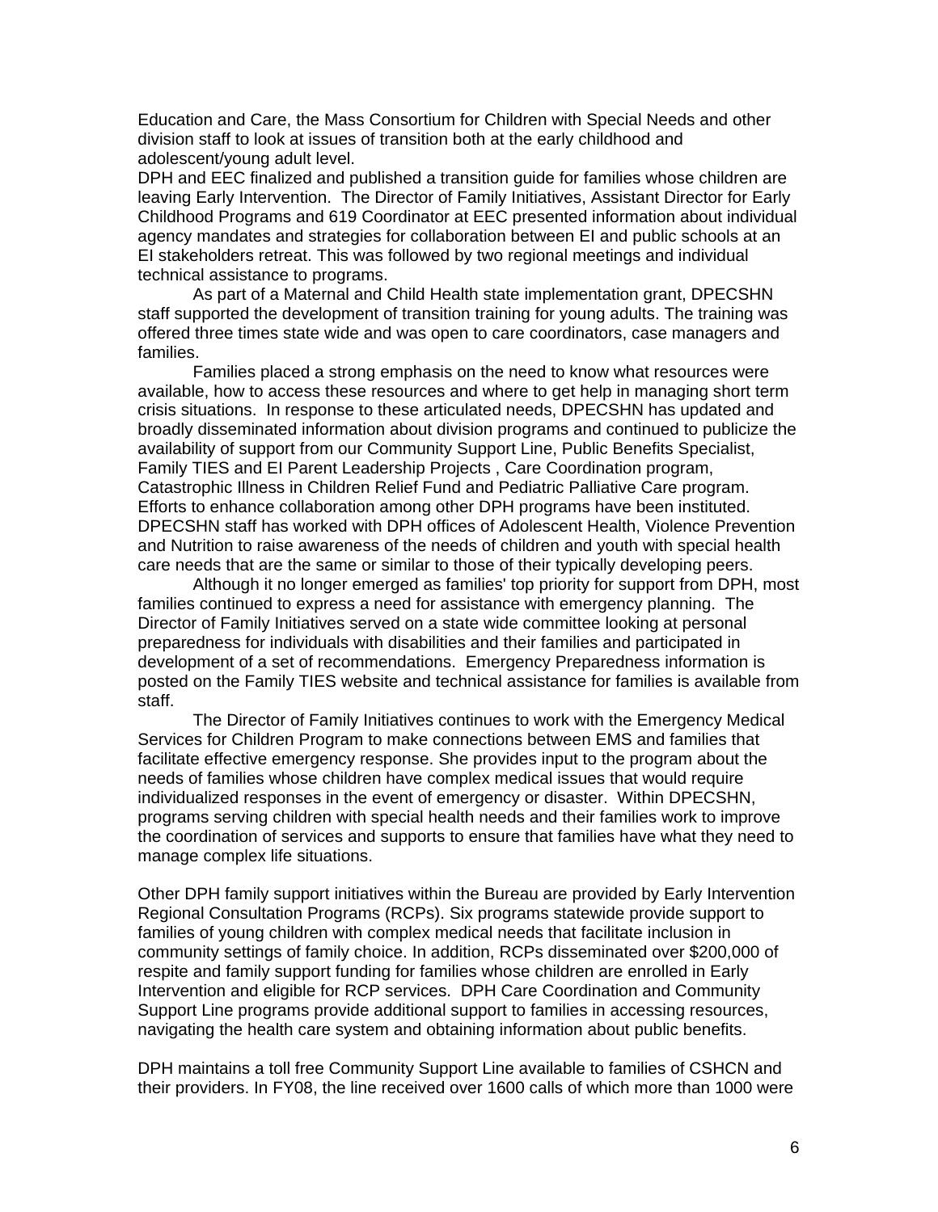Education and Care, the Mass Consortium for Children with Special Needs and other division staff to look at issues of transition both at the early childhood and adolescent/young adult level.

DPH and EEC finalized and published a transition guide for families whose children are leaving Early Intervention. The Director of Family Initiatives, Assistant Director for Early Childhood Programs and 619 Coordinator at EEC presented information about individual agency mandates and strategies for collaboration between EI and public schools at an EI stakeholders retreat. This was followed by two regional meetings and individual technical assistance to programs.

As part of a Maternal and Child Health state implementation grant, DPECSHN staff supported the development of transition training for young adults. The training was offered three times state wide and was open to care coordinators, case managers and families.

Families placed a strong emphasis on the need to know what resources were available, how to access these resources and where to get help in managing short term crisis situations. In response to these articulated needs, DPECSHN has updated and broadly disseminated information about division programs and continued to publicize the availability of support from our Community Support Line, Public Benefits Specialist, Family TIES and EI Parent Leadership Projects , Care Coordination program, Catastrophic Illness in Children Relief Fund and Pediatric Palliative Care program. Efforts to enhance collaboration among other DPH programs have been instituted. DPECSHN staff has worked with DPH offices of Adolescent Health, Violence Prevention and Nutrition to raise awareness of the needs of children and youth with special health care needs that are the same or similar to those of their typically developing peers.

Although it no longer emerged as families' top priority for support from DPH, most families continued to express a need for assistance with emergency planning. The Director of Family Initiatives served on a state wide committee looking at personal preparedness for individuals with disabilities and their families and participated in development of a set of recommendations. Emergency Preparedness information is posted on the Family TIES website and technical assistance for families is available from staff.

The Director of Family Initiatives continues to work with the Emergency Medical Services for Children Program to make connections between EMS and families that facilitate effective emergency response. She provides input to the program about the needs of families whose children have complex medical issues that would require individualized responses in the event of emergency or disaster. Within DPECSHN, programs serving children with special health needs and their families work to improve the coordination of services and supports to ensure that families have what they need to manage complex life situations.

Other DPH family support initiatives within the Bureau are provided by Early Intervention Regional Consultation Programs (RCPs). Six programs statewide provide support to families of young children with complex medical needs that facilitate inclusion in community settings of family choice. In addition, RCPs disseminated over $200,000 of respite and family support funding for families whose children are enrolled in Early Intervention and eligible for RCP services. DPH Care Coordination and Community Support Line programs provide additional support to families in accessing resources, navigating the health care system and obtaining information about public benefits.

DPH maintains a toll free Community Support Line available to families of CSHCN and their providers. In FY08, the line received over 1600 calls of which more than 1000 were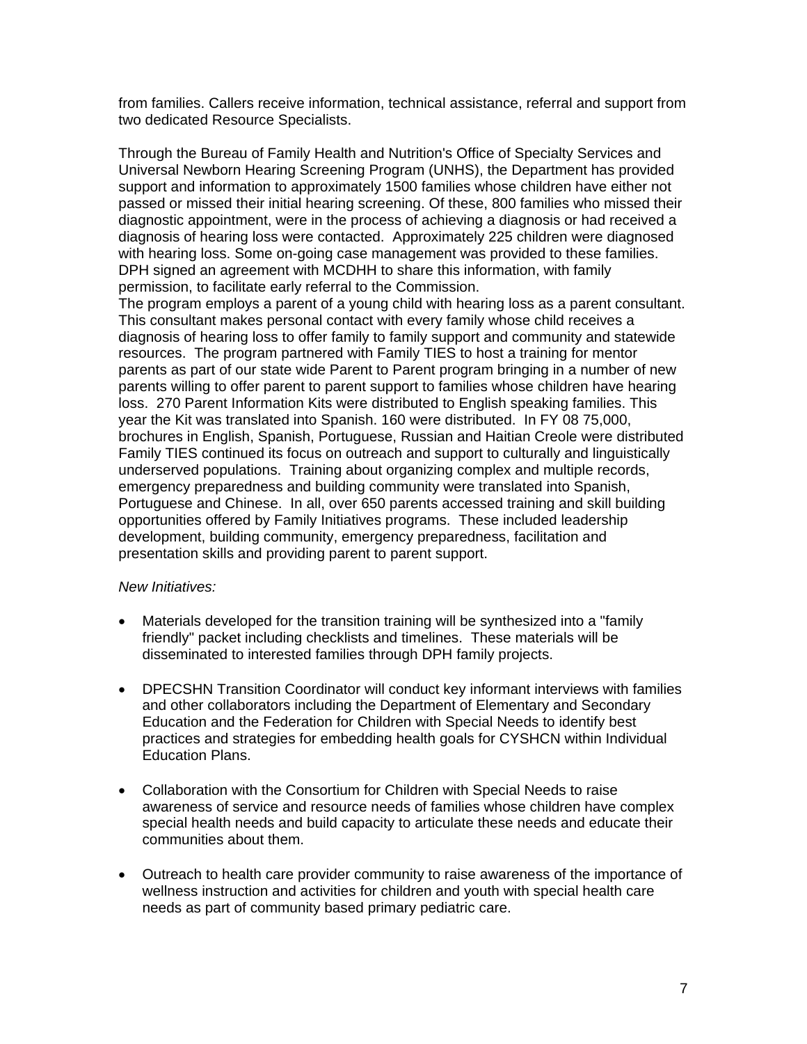from families. Callers receive information, technical assistance, referral and support from two dedicated Resource Specialists.

Through the Bureau of Family Health and Nutrition's Office of Specialty Services and Universal Newborn Hearing Screening Program (UNHS), the Department has provided support and information to approximately 1500 families whose children have either not passed or missed their initial hearing screening. Of these, 800 families who missed their diagnostic appointment, were in the process of achieving a diagnosis or had received a diagnosis of hearing loss were contacted. Approximately 225 children were diagnosed with hearing loss. Some on-going case management was provided to these families. DPH signed an agreement with MCDHH to share this information, with family permission, to facilitate early referral to the Commission.
The program employs a parent of a young child with hearing loss as a parent consultant. This consultant makes personal contact with every family whose child receives a diagnosis of hearing loss to offer family to family support and community and statewide resources. The program partnered with Family TIES to host a training for mentor parents as part of our state wide Parent to Parent program bringing in a number of new parents willing to offer parent to parent support to families whose children have hearing loss. 270 Parent Information Kits were distributed to English speaking families. This year the Kit was translated into Spanish. 160 were distributed. In FY 08 75,000, brochures in English, Spanish, Portuguese, Russian and Haitian Creole were distributed Family TIES continued its focus on outreach and support to culturally and linguistically underserved populations. Training about organizing complex and multiple records, emergency preparedness and building community were translated into Spanish, Portuguese and Chinese. In all, over 650 parents accessed training and skill building opportunities offered by Family Initiatives programs. These included leadership development, building community, emergency preparedness, facilitation and presentation skills and providing parent to parent support.

*New Initiatives:*

- Materials developed for the transition training will be synthesized into a "family friendly" packet including checklists and timelines. These materials will be disseminated to interested families through DPH family projects.

- DPECSHN Transition Coordinator will conduct key informant interviews with families and other collaborators including the Department of Elementary and Secondary Education and the Federation for Children with Special Needs to identify best practices and strategies for embedding health goals for CYSHCN within Individual Education Plans.

- Collaboration with the Consortium for Children with Special Needs to raise awareness of service and resource needs of families whose children have complex special health needs and build capacity to articulate these needs and educate their communities about them.

- Outreach to health care provider community to raise awareness of the importance of wellness instruction and activities for children and youth with special health care needs as part of community based primary pediatric care.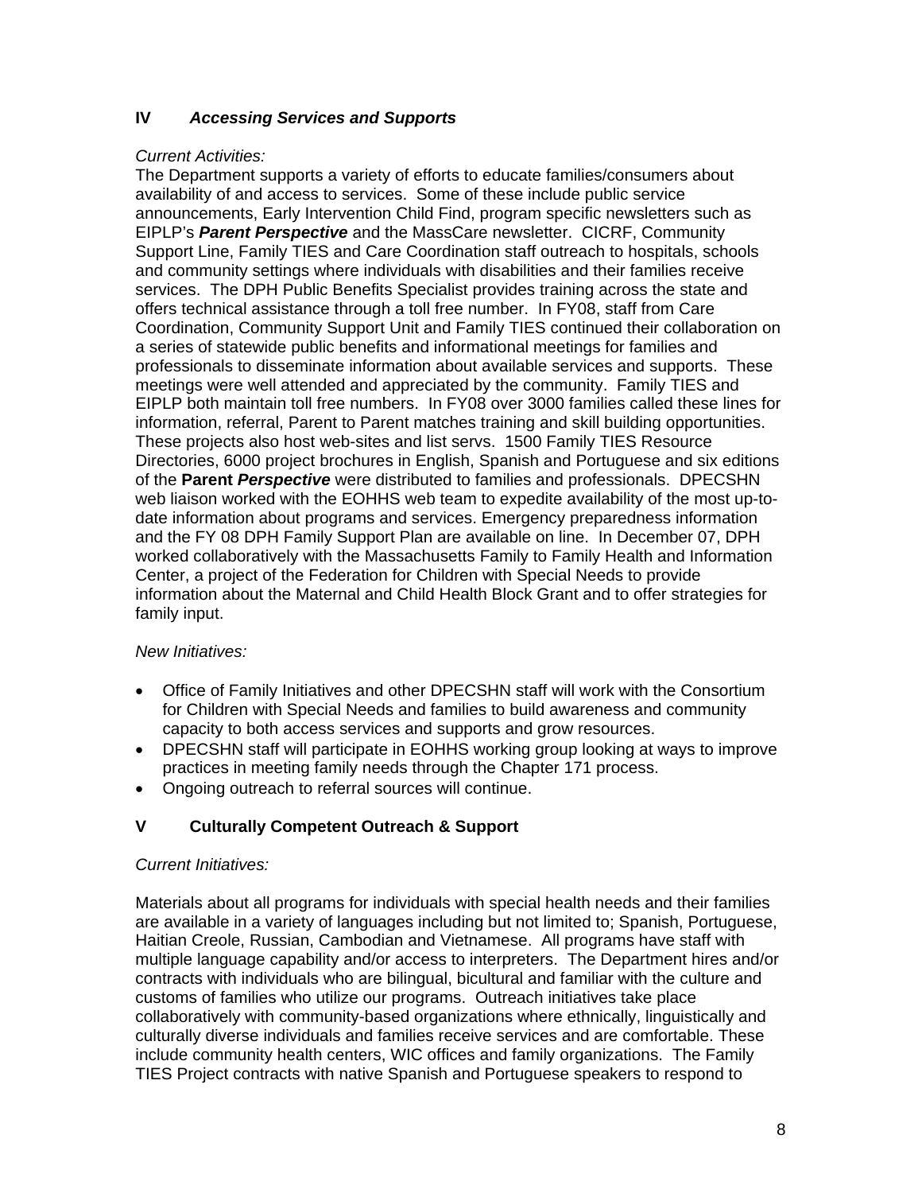## IV *Accessing Services and Supports*

*Current Activities:*

The Department supports a variety of efforts to educate families/consumers about availability of and access to services. Some of these include public service announcements, Early Intervention Child Find, program specific newsletters such as EIPLP's ***Parent Perspective*** and the MassCare newsletter. CICRF, Community Support Line, Family TIES and Care Coordination staff outreach to hospitals, schools and community settings where individuals with disabilities and their families receive services. The DPH Public Benefits Specialist provides training across the state and offers technical assistance through a toll free number. In FY08, staff from Care Coordination, Community Support Unit and Family TIES continued their collaboration on a series of statewide public benefits and informational meetings for families and professionals to disseminate information about available services and supports. These meetings were well attended and appreciated by the community. Family TIES and EIPLP both maintain toll free numbers. In FY08 over 3000 families called these lines for information, referral, Parent to Parent matches training and skill building opportunities. These projects also host web-sites and list servs. 1500 Family TIES Resource Directories, 6000 project brochures in English, Spanish and Portuguese and six editions of the **Parent *Perspective*** were distributed to families and professionals. DPECSHN web liaison worked with the EOHHS web team to expedite availability of the most up-to-date information about programs and services. Emergency preparedness information and the FY 08 DPH Family Support Plan are available on line. In December 07, DPH worked collaboratively with the Massachusetts Family to Family Health and Information Center, a project of the Federation for Children with Special Needs to provide information about the Maternal and Child Health Block Grant and to offer strategies for family input.

*New Initiatives:*

- Office of Family Initiatives and other DPECSHN staff will work with the Consortium for Children with Special Needs and families to build awareness and community capacity to both access services and supports and grow resources.
- DPECSHN staff will participate in EOHHS working group looking at ways to improve practices in meeting family needs through the Chapter 171 process.
- Ongoing outreach to referral sources will continue.

## V Culturally Competent Outreach & Support

*Current Initiatives:*

Materials about all programs for individuals with special health needs and their families are available in a variety of languages including but not limited to; Spanish, Portuguese, Haitian Creole, Russian, Cambodian and Vietnamese. All programs have staff with multiple language capability and/or access to interpreters. The Department hires and/or contracts with individuals who are bilingual, bicultural and familiar with the culture and customs of families who utilize our programs. Outreach initiatives take place collaboratively with community-based organizations where ethnically, linguistically and culturally diverse individuals and families receive services and are comfortable. These include community health centers, WIC offices and family organizations. The Family TIES Project contracts with native Spanish and Portuguese speakers to respond to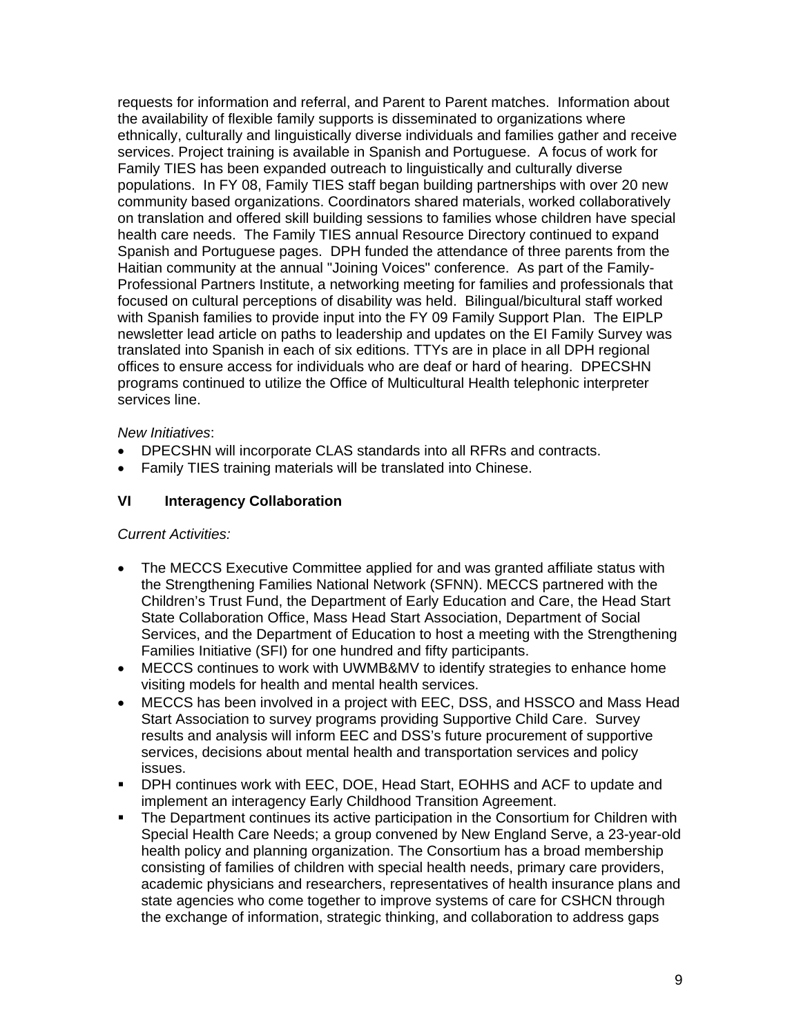requests for information and referral, and Parent to Parent matches. Information about the availability of flexible family supports is disseminated to organizations where ethnically, culturally and linguistically diverse individuals and families gather and receive services. Project training is available in Spanish and Portuguese. A focus of work for Family TIES has been expanded outreach to linguistically and culturally diverse populations. In FY 08, Family TIES staff began building partnerships with over 20 new community based organizations. Coordinators shared materials, worked collaboratively on translation and offered skill building sessions to families whose children have special health care needs. The Family TIES annual Resource Directory continued to expand Spanish and Portuguese pages. DPH funded the attendance of three parents from the Haitian community at the annual "Joining Voices" conference. As part of the Family-Professional Partners Institute, a networking meeting for families and professionals that focused on cultural perceptions of disability was held. Bilingual/bicultural staff worked with Spanish families to provide input into the FY 09 Family Support Plan. The EIPLP newsletter lead article on paths to leadership and updates on the EI Family Survey was translated into Spanish in each of six editions. TTYs are in place in all DPH regional offices to ensure access for individuals who are deaf or hard of hearing. DPECSHN programs continued to utilize the Office of Multicultural Health telephonic interpreter services line.

*New Initiatives*:

- DPECSHN will incorporate CLAS standards into all RFRs and contracts.
- Family TIES training materials will be translated into Chinese.

## VI Interagency Collaboration

*Current Activities:*

- The MECCS Executive Committee applied for and was granted affiliate status with the Strengthening Families National Network (SFNN). MECCS partnered with the Children's Trust Fund, the Department of Early Education and Care, the Head Start State Collaboration Office, Mass Head Start Association, Department of Social Services, and the Department of Education to host a meeting with the Strengthening Families Initiative (SFI) for one hundred and fifty participants.
- MECCS continues to work with UWMB&MV to identify strategies to enhance home visiting models for health and mental health services.
- MECCS has been involved in a project with EEC, DSS, and HSSCO and Mass Head Start Association to survey programs providing Supportive Child Care. Survey results and analysis will inform EEC and DSS's future procurement of supportive services, decisions about mental health and transportation services and policy issues.
- DPH continues work with EEC, DOE, Head Start, EOHHS and ACF to update and implement an interagency Early Childhood Transition Agreement.
- The Department continues its active participation in the Consortium for Children with Special Health Care Needs; a group convened by New England Serve, a 23-year-old health policy and planning organization. The Consortium has a broad membership consisting of families of children with special health needs, primary care providers, academic physicians and researchers, representatives of health insurance plans and state agencies who come together to improve systems of care for CSHCN through the exchange of information, strategic thinking, and collaboration to address gaps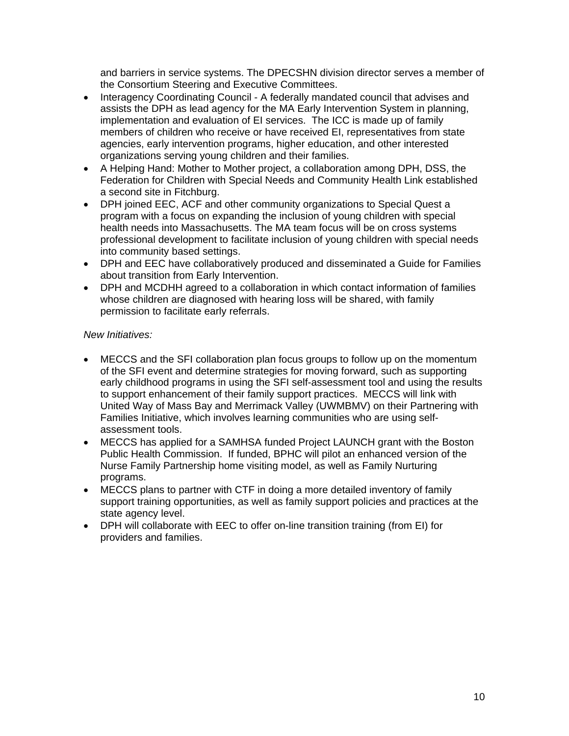and barriers in service systems. The DPECSHN division director serves a member of the Consortium Steering and Executive Committees.

- Interagency Coordinating Council - A federally mandated council that advises and assists the DPH as lead agency for the MA Early Intervention System in planning, implementation and evaluation of EI services. The ICC is made up of family members of children who receive or have received EI, representatives from state agencies, early intervention programs, higher education, and other interested organizations serving young children and their families.
- A Helping Hand: Mother to Mother project, a collaboration among DPH, DSS, the Federation for Children with Special Needs and Community Health Link established a second site in Fitchburg.
- DPH joined EEC, ACF and other community organizations to Special Quest a program with a focus on expanding the inclusion of young children with special health needs into Massachusetts. The MA team focus will be on cross systems professional development to facilitate inclusion of young children with special needs into community based settings.
- DPH and EEC have collaboratively produced and disseminated a Guide for Families about transition from Early Intervention.
- DPH and MCDHH agreed to a collaboration in which contact information of families whose children are diagnosed with hearing loss will be shared, with family permission to facilitate early referrals.

*New Initiatives:*

- MECCS and the SFI collaboration plan focus groups to follow up on the momentum of the SFI event and determine strategies for moving forward, such as supporting early childhood programs in using the SFI self-assessment tool and using the results to support enhancement of their family support practices. MECCS will link with United Way of Mass Bay and Merrimack Valley (UWMBMV) on their Partnering with Families Initiative, which involves learning communities who are using self-assessment tools.
- MECCS has applied for a SAMHSA funded Project LAUNCH grant with the Boston Public Health Commission. If funded, BPHC will pilot an enhanced version of the Nurse Family Partnership home visiting model, as well as Family Nurturing programs.
- MECCS plans to partner with CTF in doing a more detailed inventory of family support training opportunities, as well as family support policies and practices at the state agency level.
- DPH will collaborate with EEC to offer on-line transition training (from EI) for providers and families.